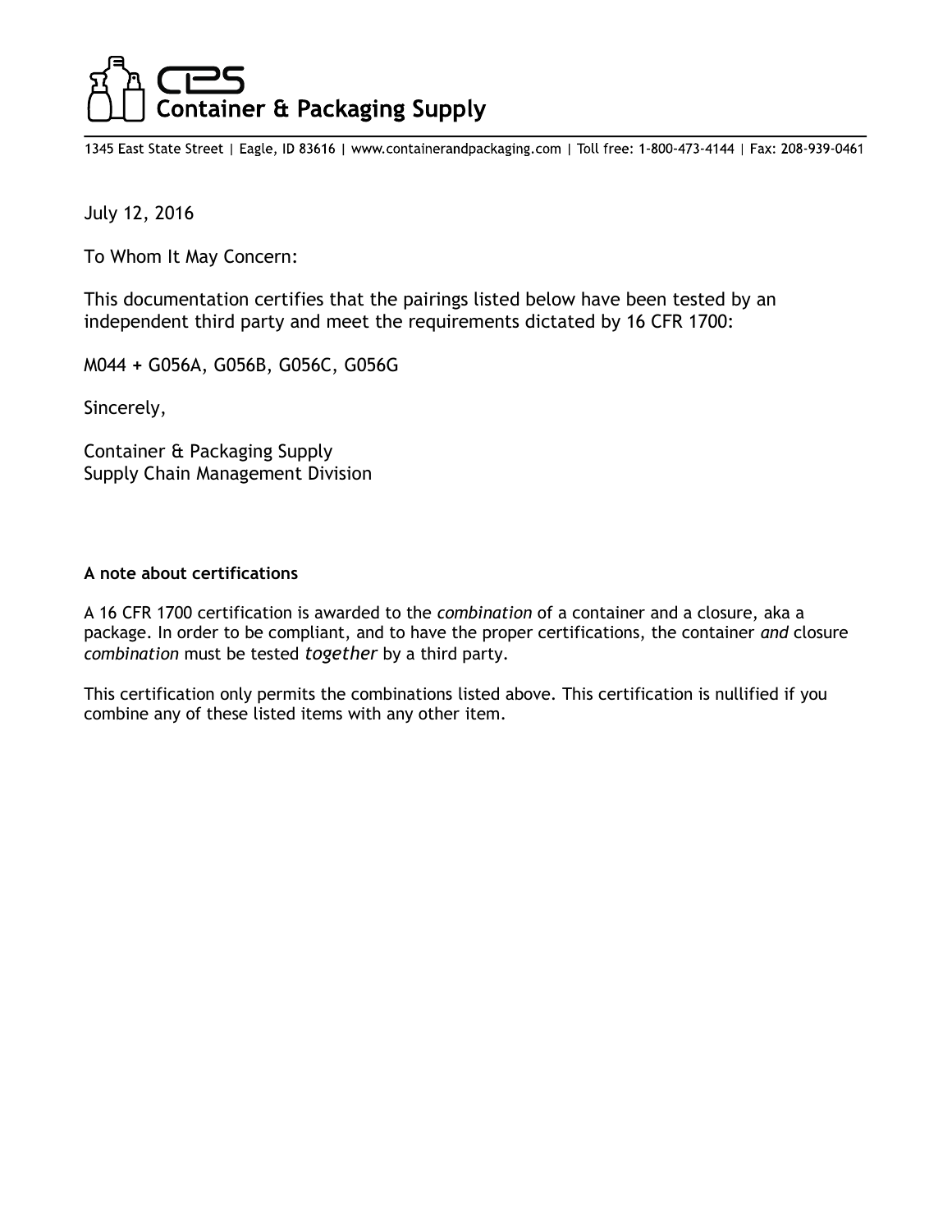# CPS Container & Packaging Supply

1345 East State Street | Eagle, ID 83616 | www.containerandpackaging.com | Toll free: 1-800-473-4144 | Fax: 208-939-0461

July 12, 2016

To Whom It May Concern:

This documentation certifies that the pairings listed below have been tested by an independent third party and meet the requirements dictated by 16 CFR 1700:

M044 + G056A, G056B, G056C, G056G

Sincerely,

Container & Packaging Supply
Supply Chain Management Division

**A note about certifications**

A 16 CFR 1700 certification is awarded to the *combination* of a container and a closure, aka a package. In order to be compliant, and to have the proper certifications, the container *and* closure *combination* must be tested *together* by a third party.

This certification only permits the combinations listed above. This certification is nullified if you combine any of these listed items with any other item.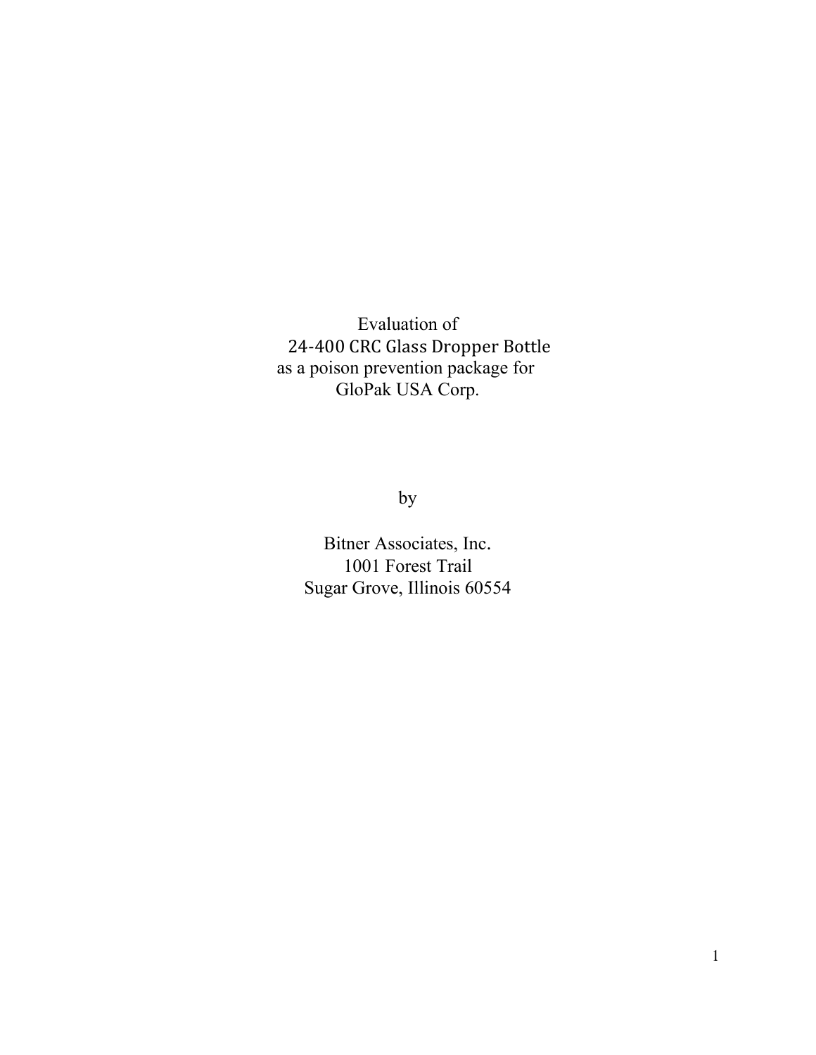Evaluation of
24-400 CRC Glass Dropper Bottle
as a poison prevention package for
GloPak USA Corp.

by

Bitner Associates, Inc.
1001 Forest Trail
Sugar Grove, Illinois 60554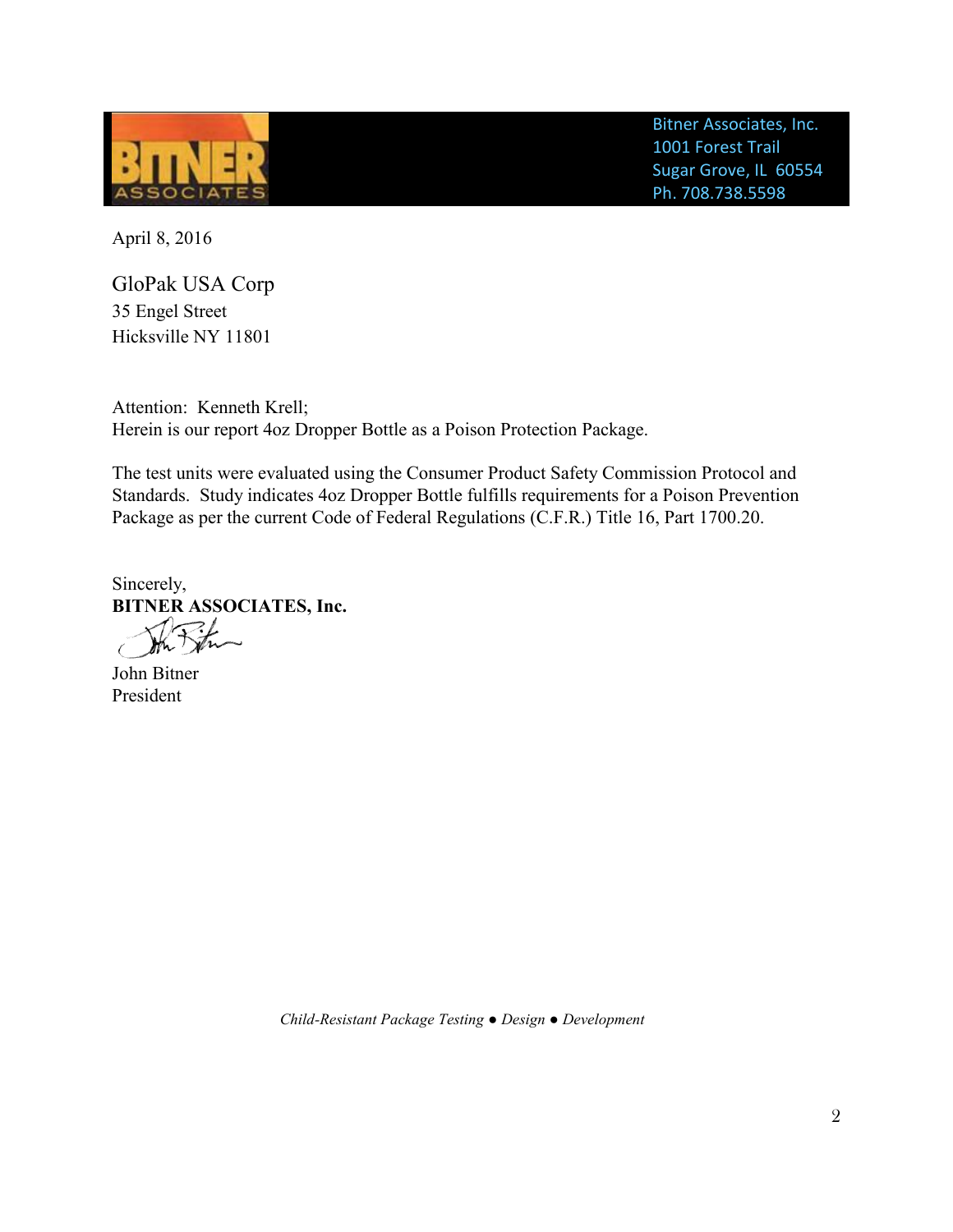Bitner Associates, Inc.
1001 Forest Trail
Sugar Grove, IL 60554
Ph. 708.738.5598

April 8, 2016

GloPak USA Corp
35 Engel Street
Hicksville NY 11801

Attention: Kenneth Krell;
Herein is our report 4oz Dropper Bottle as a Poison Protection Package.

The test units were evaluated using the Consumer Product Safety Commission Protocol and Standards. Study indicates 4oz Dropper Bottle fulfills requirements for a Poison Prevention Package as per the current Code of Federal Regulations (C.F.R.) Title 16, Part 1700.20.

Sincerely,
**BITNER ASSOCIATES, Inc.**

John Bitner
President

*Child-Resistant Package Testing ● Design ● Development*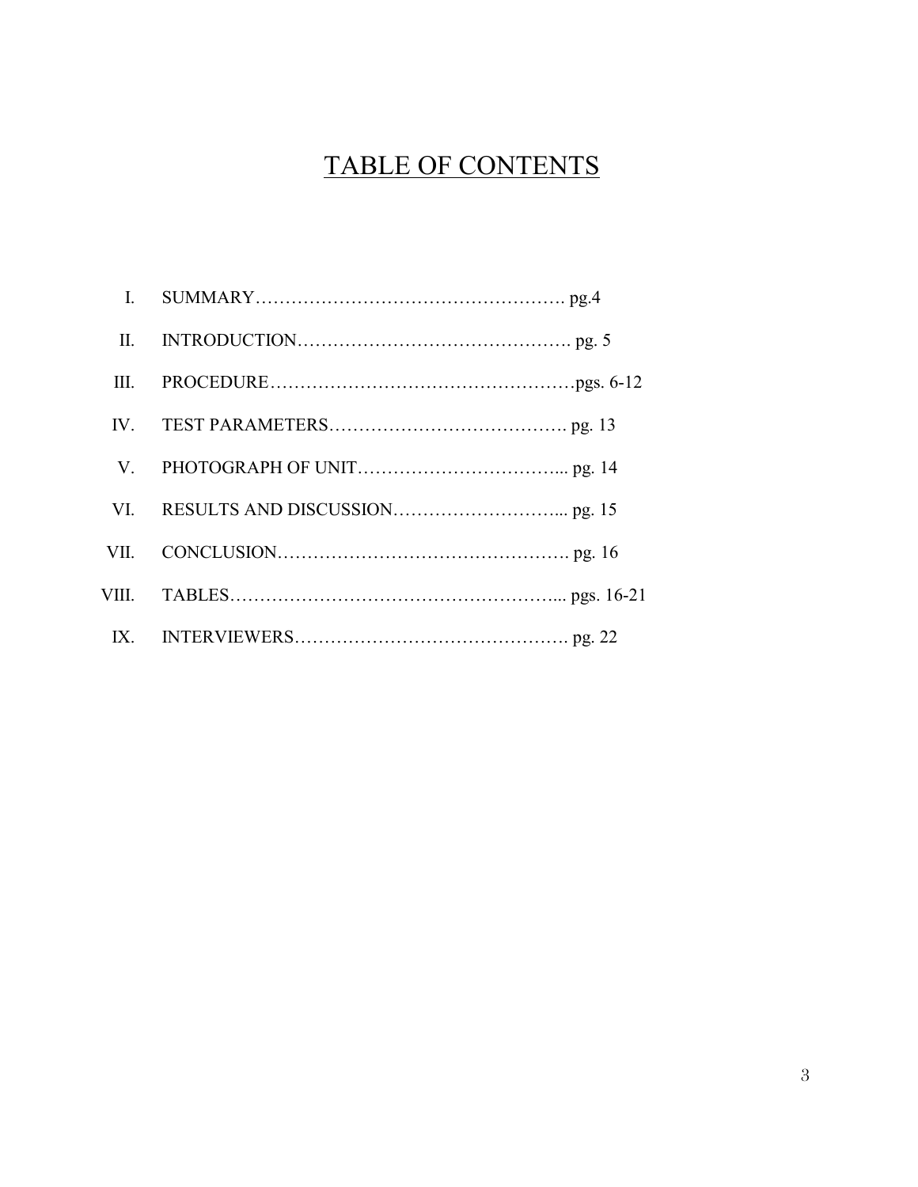# TABLE OF CONTENTS

I. SUMMARY……………………………………………. pg.4

II. INTRODUCTION………………………………………. pg. 5

III. PROCEDURE……………………………………………pgs. 6-12

IV. TEST PARAMETERS…………………………………. pg. 13

V. PHOTOGRAPH OF UNIT…………………………... pg. 14

VI. RESULTS AND DISCUSSION……………………... pg. 15

VII. CONCLUSION…………………………………………. pg. 16

VIII. TABLES……………………………………………... pgs. 16-21

IX. INTERVIEWERS………………………………………. pg. 22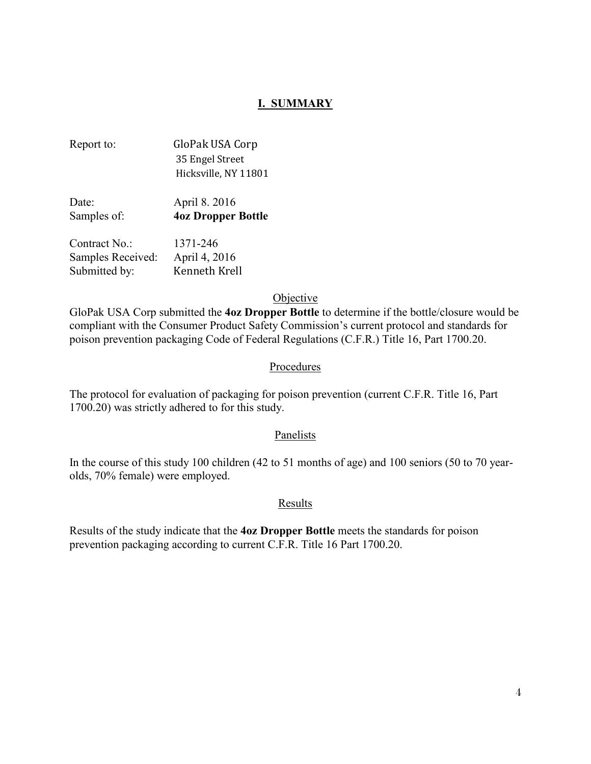## I. SUMMARY

Report to: GloPak USA Corp
35 Engel Street
Hicksville, NY 11801

Date: April 8. 2016
Samples of: **4oz Dropper Bottle**

Contract No.: 1371-246
Samples Received: April 4, 2016
Submitted by: Kenneth Krell

### Objective

GloPak USA Corp submitted the **4oz Dropper Bottle** to determine if the bottle/closure would be compliant with the Consumer Product Safety Commission's current protocol and standards for poison prevention packaging Code of Federal Regulations (C.F.R.) Title 16, Part 1700.20.

### Procedures

The protocol for evaluation of packaging for poison prevention (current C.F.R. Title 16, Part 1700.20) was strictly adhered to for this study.

### Panelists

In the course of this study 100 children (42 to 51 months of age) and 100 seniors (50 to 70 year-olds, 70% female) were employed.

### Results

Results of the study indicate that the **4oz Dropper Bottle** meets the standards for poison prevention packaging according to current C.F.R. Title 16 Part 1700.20.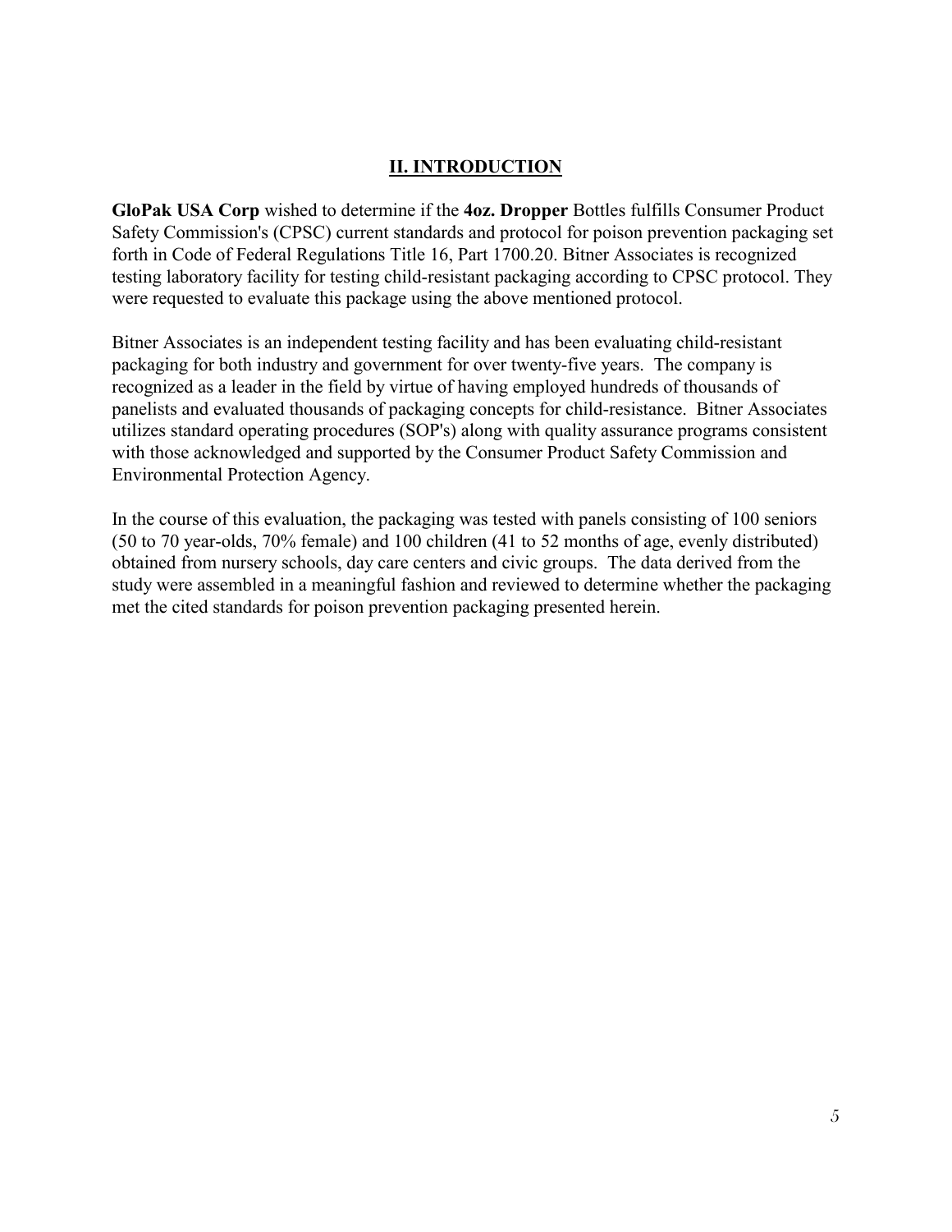## II. INTRODUCTION

**GloPak USA Corp** wished to determine if the **4oz. Dropper** Bottles fulfills Consumer Product Safety Commission's (CPSC) current standards and protocol for poison prevention packaging set forth in Code of Federal Regulations Title 16, Part 1700.20. Bitner Associates is recognized testing laboratory facility for testing child-resistant packaging according to CPSC protocol. They were requested to evaluate this package using the above mentioned protocol.

Bitner Associates is an independent testing facility and has been evaluating child-resistant packaging for both industry and government for over twenty-five years. The company is recognized as a leader in the field by virtue of having employed hundreds of thousands of panelists and evaluated thousands of packaging concepts for child-resistance. Bitner Associates utilizes standard operating procedures (SOP's) along with quality assurance programs consistent with those acknowledged and supported by the Consumer Product Safety Commission and Environmental Protection Agency.

In the course of this evaluation, the packaging was tested with panels consisting of 100 seniors (50 to 70 year-olds, 70% female) and 100 children (41 to 52 months of age, evenly distributed) obtained from nursery schools, day care centers and civic groups. The data derived from the study were assembled in a meaningful fashion and reviewed to determine whether the packaging met the cited standards for poison prevention packaging presented herein.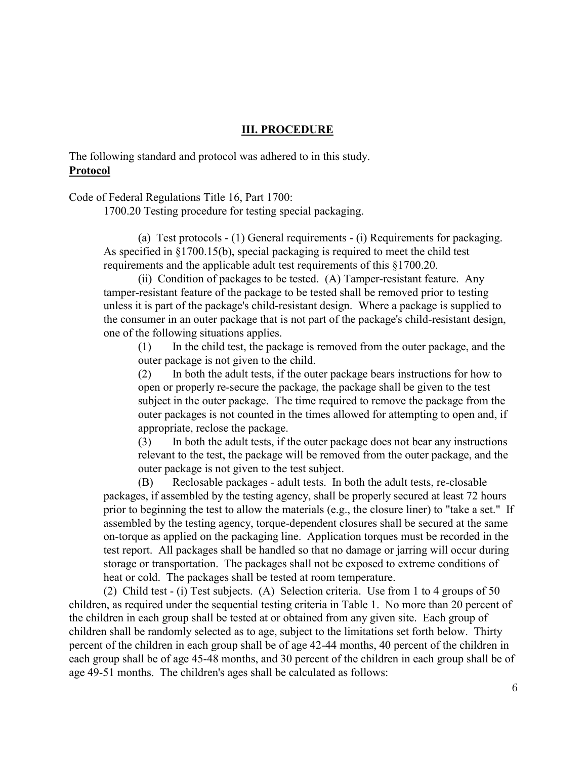## III. PROCEDURE

The following standard and protocol was adhered to in this study.

**Protocol**

Code of Federal Regulations Title 16, Part 1700:

1700.20 Testing procedure for testing special packaging.

(a) Test protocols - (1) General requirements - (i) Requirements for packaging. As specified in §1700.15(b), special packaging is required to meet the child test requirements and the applicable adult test requirements of this §1700.20.

(ii) Condition of packages to be tested. (A) Tamper-resistant feature. Any tamper-resistant feature of the package to be tested shall be removed prior to testing unless it is part of the package's child-resistant design. Where a package is supplied to the consumer in an outer package that is not part of the package's child-resistant design, one of the following situations applies.

(1) In the child test, the package is removed from the outer package, and the outer package is not given to the child.

(2) In both the adult tests, if the outer package bears instructions for how to open or properly re-secure the package, the package shall be given to the test subject in the outer package. The time required to remove the package from the outer packages is not counted in the times allowed for attempting to open and, if appropriate, reclose the package.

(3) In both the adult tests, if the outer package does not bear any instructions relevant to the test, the package will be removed from the outer package, and the outer package is not given to the test subject.

(B) Reclosable packages - adult tests. In both the adult tests, re-closable packages, if assembled by the testing agency, shall be properly secured at least 72 hours prior to beginning the test to allow the materials (e.g., the closure liner) to "take a set." If assembled by the testing agency, torque-dependent closures shall be secured at the same on-torque as applied on the packaging line. Application torques must be recorded in the test report. All packages shall be handled so that no damage or jarring will occur during storage or transportation. The packages shall not be exposed to extreme conditions of heat or cold. The packages shall be tested at room temperature.

(2) Child test - (i) Test subjects. (A) Selection criteria. Use from 1 to 4 groups of 50 children, as required under the sequential testing criteria in Table 1. No more than 20 percent of the children in each group shall be tested at or obtained from any given site. Each group of children shall be randomly selected as to age, subject to the limitations set forth below. Thirty percent of the children in each group shall be of age 42-44 months, 40 percent of the children in each group shall be of age 45-48 months, and 30 percent of the children in each group shall be of age 49-51 months. The children's ages shall be calculated as follows: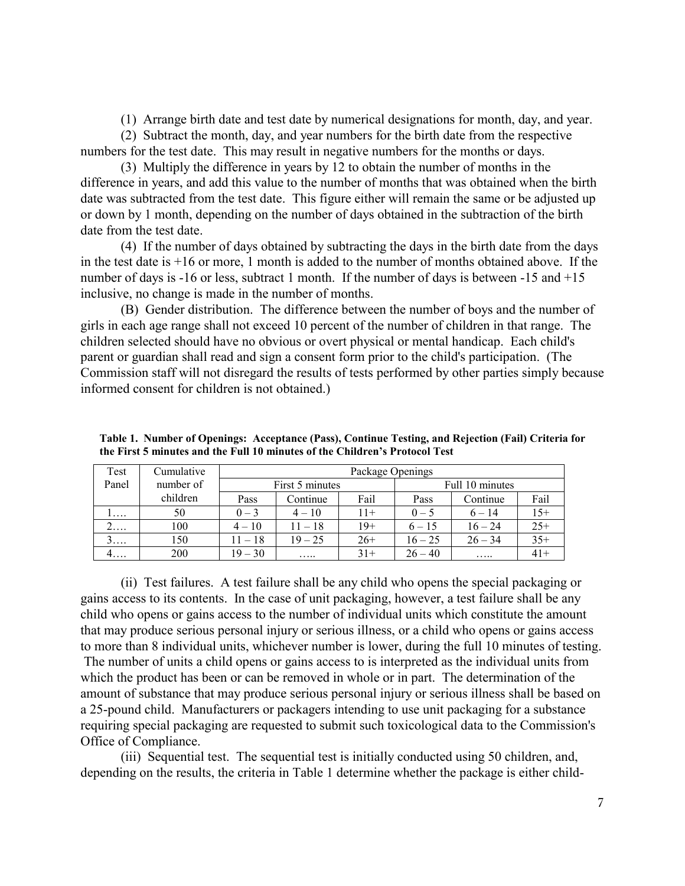(1) Arrange birth date and test date by numerical designations for month, day, and year.

(2) Subtract the month, day, and year numbers for the birth date from the respective numbers for the test date. This may result in negative numbers for the months or days.

(3) Multiply the difference in years by 12 to obtain the number of months in the difference in years, and add this value to the number of months that was obtained when the birth date was subtracted from the test date. This figure either will remain the same or be adjusted up or down by 1 month, depending on the number of days obtained in the subtraction of the birth date from the test date.

(4) If the number of days obtained by subtracting the days in the birth date from the days in the test date is +16 or more, 1 month is added to the number of months obtained above. If the number of days is -16 or less, subtract 1 month. If the number of days is between -15 and +15 inclusive, no change is made in the number of months.

(B) Gender distribution. The difference between the number of boys and the number of girls in each age range shall not exceed 10 percent of the number of children in that range. The children selected should have no obvious or overt physical or mental handicap. Each child's parent or guardian shall read and sign a consent form prior to the child's participation. (The Commission staff will not disregard the results of tests performed by other parties simply because informed consent for children is not obtained.)

**Table 1. Number of Openings: Acceptance (Pass), Continue Testing, and Rejection (Fail) Criteria for the First 5 minutes and the Full 10 minutes of the Children's Protocol Test**

| Test Panel | Cumulative number of children | Package Openings | | | | | |
|---|---|---|---|---|---|---|---|
| | | First 5 minutes | | | Full 10 minutes | | |
| | | Pass | Continue | Fail | Pass | Continue | Fail |
| 1…. | 50 | 0 – 3 | 4 – 10 | 11+ | 0 – 5 | 6 – 14 | 15+ |
| 2…. | 100 | 4 – 10 | 11 – 18 | 19+ | 6 – 15 | 16 – 24 | 25+ |
| 3…. | 150 | 11 – 18 | 19 – 25 | 26+ | 16 – 25 | 26 – 34 | 35+ |
| 4…. | 200 | 19 – 30 | ….. | 31+ | 26 – 40 | ….. | 41+ |

(ii) Test failures. A test failure shall be any child who opens the special packaging or gains access to its contents. In the case of unit packaging, however, a test failure shall be any child who opens or gains access to the number of individual units which constitute the amount that may produce serious personal injury or serious illness, or a child who opens or gains access to more than 8 individual units, whichever number is lower, during the full 10 minutes of testing. The number of units a child opens or gains access to is interpreted as the individual units from which the product has been or can be removed in whole or in part. The determination of the amount of substance that may produce serious personal injury or serious illness shall be based on a 25-pound child. Manufacturers or packagers intending to use unit packaging for a substance requiring special packaging are requested to submit such toxicological data to the Commission's Office of Compliance.

(iii) Sequential test. The sequential test is initially conducted using 50 children, and, depending on the results, the criteria in Table 1 determine whether the package is either child-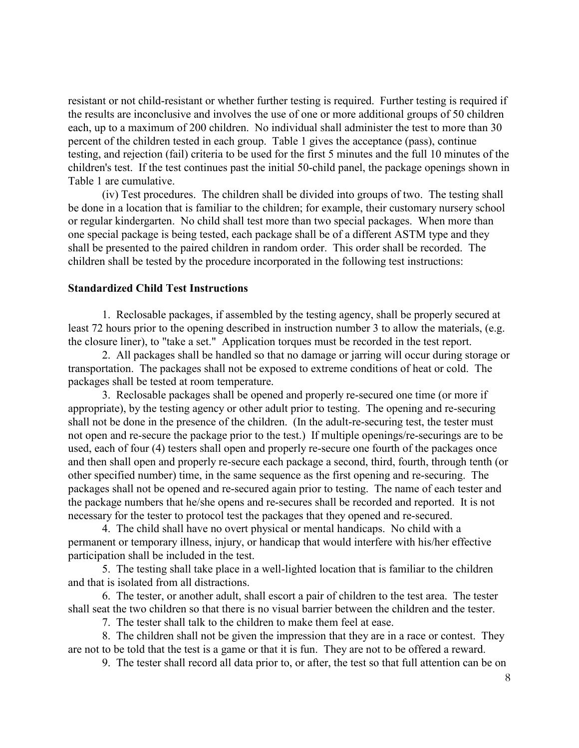resistant or not child-resistant or whether further testing is required. Further testing is required if the results are inconclusive and involves the use of one or more additional groups of 50 children each, up to a maximum of 200 children. No individual shall administer the test to more than 30 percent of the children tested in each group. Table 1 gives the acceptance (pass), continue testing, and rejection (fail) criteria to be used for the first 5 minutes and the full 10 minutes of the children's test. If the test continues past the initial 50-child panel, the package openings shown in Table 1 are cumulative.

(iv) Test procedures. The children shall be divided into groups of two. The testing shall be done in a location that is familiar to the children; for example, their customary nursery school or regular kindergarten. No child shall test more than two special packages. When more than one special package is being tested, each package shall be of a different ASTM type and they shall be presented to the paired children in random order. This order shall be recorded. The children shall be tested by the procedure incorporated in the following test instructions:

**Standardized Child Test Instructions**

1. Reclosable packages, if assembled by the testing agency, shall be properly secured at least 72 hours prior to the opening described in instruction number 3 to allow the materials, (e.g. the closure liner), to "take a set." Application torques must be recorded in the test report.

2. All packages shall be handled so that no damage or jarring will occur during storage or transportation. The packages shall not be exposed to extreme conditions of heat or cold. The packages shall be tested at room temperature.

3. Reclosable packages shall be opened and properly re-secured one time (or more if appropriate), by the testing agency or other adult prior to testing. The opening and re-securing shall not be done in the presence of the children. (In the adult-re-securing test, the tester must not open and re-secure the package prior to the test.) If multiple openings/re-securings are to be used, each of four (4) testers shall open and properly re-secure one fourth of the packages once and then shall open and properly re-secure each package a second, third, fourth, through tenth (or other specified number) time, in the same sequence as the first opening and re-securing. The packages shall not be opened and re-secured again prior to testing. The name of each tester and the package numbers that he/she opens and re-secures shall be recorded and reported. It is not necessary for the tester to protocol test the packages that they opened and re-secured.

4. The child shall have no overt physical or mental handicaps. No child with a permanent or temporary illness, injury, or handicap that would interfere with his/her effective participation shall be included in the test.

5. The testing shall take place in a well-lighted location that is familiar to the children and that is isolated from all distractions.

6. The tester, or another adult, shall escort a pair of children to the test area. The tester shall seat the two children so that there is no visual barrier between the children and the tester.

7. The tester shall talk to the children to make them feel at ease.

8. The children shall not be given the impression that they are in a race or contest. They are not to be told that the test is a game or that it is fun. They are not to be offered a reward.

9. The tester shall record all data prior to, or after, the test so that full attention can be on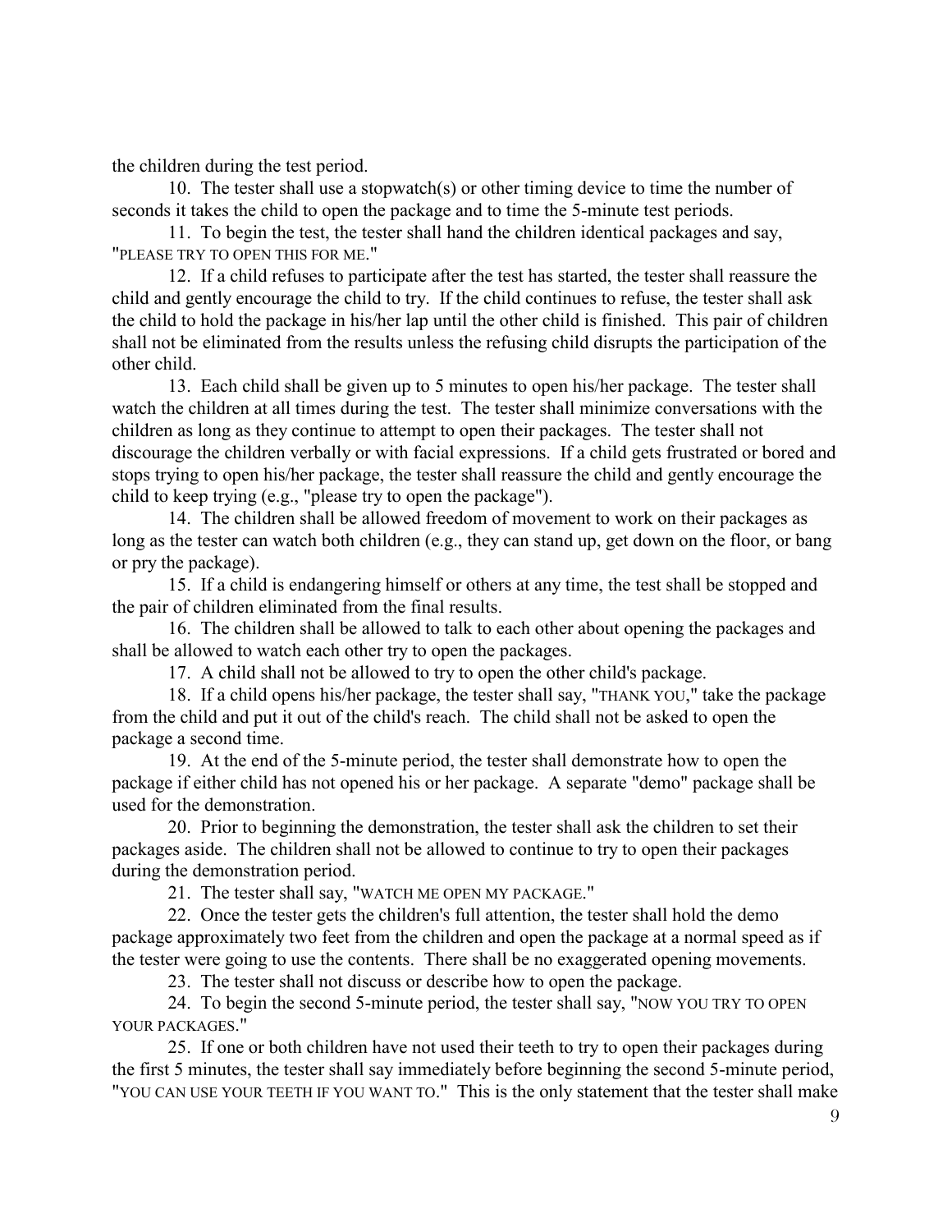the children during the test period.

10. The tester shall use a stopwatch(s) or other timing device to time the number of seconds it takes the child to open the package and to time the 5-minute test periods.

11. To begin the test, the tester shall hand the children identical packages and say, "PLEASE TRY TO OPEN THIS FOR ME."

12. If a child refuses to participate after the test has started, the tester shall reassure the child and gently encourage the child to try. If the child continues to refuse, the tester shall ask the child to hold the package in his/her lap until the other child is finished. This pair of children shall not be eliminated from the results unless the refusing child disrupts the participation of the other child.

13. Each child shall be given up to 5 minutes to open his/her package. The tester shall watch the children at all times during the test. The tester shall minimize conversations with the children as long as they continue to attempt to open their packages. The tester shall not discourage the children verbally or with facial expressions. If a child gets frustrated or bored and stops trying to open his/her package, the tester shall reassure the child and gently encourage the child to keep trying (e.g., "please try to open the package").

14. The children shall be allowed freedom of movement to work on their packages as long as the tester can watch both children (e.g., they can stand up, get down on the floor, or bang or pry the package).

15. If a child is endangering himself or others at any time, the test shall be stopped and the pair of children eliminated from the final results.

16. The children shall be allowed to talk to each other about opening the packages and shall be allowed to watch each other try to open the packages.

17. A child shall not be allowed to try to open the other child's package.

18. If a child opens his/her package, the tester shall say, "THANK YOU," take the package from the child and put it out of the child's reach. The child shall not be asked to open the package a second time.

19. At the end of the 5-minute period, the tester shall demonstrate how to open the package if either child has not opened his or her package. A separate "demo" package shall be used for the demonstration.

20. Prior to beginning the demonstration, the tester shall ask the children to set their packages aside. The children shall not be allowed to continue to try to open their packages during the demonstration period.

21. The tester shall say, "WATCH ME OPEN MY PACKAGE."

22. Once the tester gets the children's full attention, the tester shall hold the demo package approximately two feet from the children and open the package at a normal speed as if the tester were going to use the contents. There shall be no exaggerated opening movements.

23. The tester shall not discuss or describe how to open the package.

24. To begin the second 5-minute period, the tester shall say, "NOW YOU TRY TO OPEN YOUR PACKAGES."

25. If one or both children have not used their teeth to try to open their packages during the first 5 minutes, the tester shall say immediately before beginning the second 5-minute period, "YOU CAN USE YOUR TEETH IF YOU WANT TO." This is the only statement that the tester shall make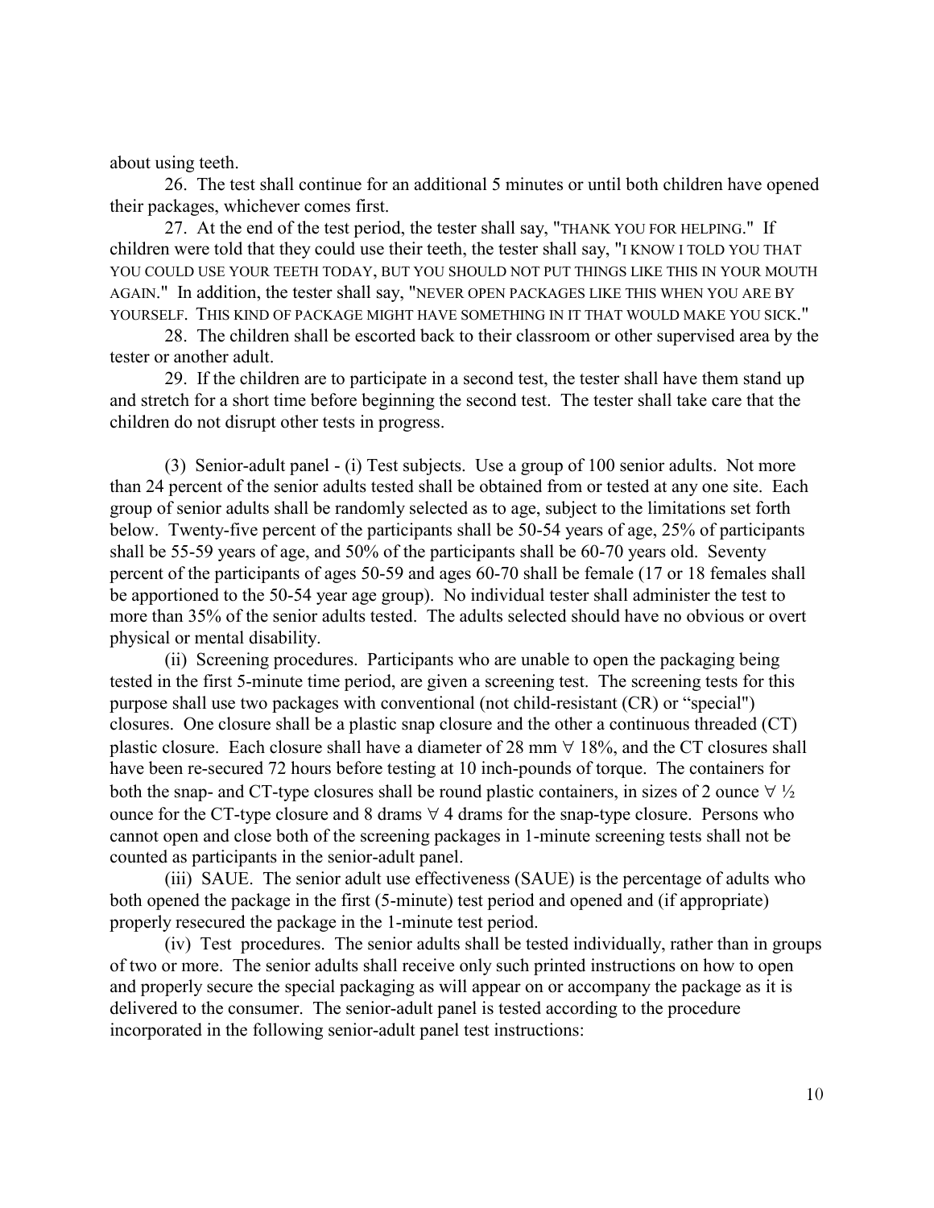about using teeth.

26. The test shall continue for an additional 5 minutes or until both children have opened their packages, whichever comes first.

27. At the end of the test period, the tester shall say, "THANK YOU FOR HELPING." If children were told that they could use their teeth, the tester shall say, "I KNOW I TOLD YOU THAT YOU COULD USE YOUR TEETH TODAY, BUT YOU SHOULD NOT PUT THINGS LIKE THIS IN YOUR MOUTH AGAIN." In addition, the tester shall say, "NEVER OPEN PACKAGES LIKE THIS WHEN YOU ARE BY YOURSELF. THIS KIND OF PACKAGE MIGHT HAVE SOMETHING IN IT THAT WOULD MAKE YOU SICK."

28. The children shall be escorted back to their classroom or other supervised area by the tester or another adult.

29. If the children are to participate in a second test, the tester shall have them stand up and stretch for a short time before beginning the second test. The tester shall take care that the children do not disrupt other tests in progress.

(3) Senior-adult panel - (i) Test subjects. Use a group of 100 senior adults. Not more than 24 percent of the senior adults tested shall be obtained from or tested at any one site. Each group of senior adults shall be randomly selected as to age, subject to the limitations set forth below. Twenty-five percent of the participants shall be 50-54 years of age, 25% of participants shall be 55-59 years of age, and 50% of the participants shall be 60-70 years old. Seventy percent of the participants of ages 50-59 and ages 60-70 shall be female (17 or 18 females shall be apportioned to the 50-54 year age group). No individual tester shall administer the test to more than 35% of the senior adults tested. The adults selected should have no obvious or overt physical or mental disability.

(ii) Screening procedures. Participants who are unable to open the packaging being tested in the first 5-minute time period, are given a screening test. The screening tests for this purpose shall use two packages with conventional (not child-resistant (CR) or "special") closures. One closure shall be a plastic snap closure and the other a continuous threaded (CT) plastic closure. Each closure shall have a diameter of 28 mm ∀ 18%, and the CT closures shall have been re-secured 72 hours before testing at 10 inch-pounds of torque. The containers for both the snap- and CT-type closures shall be round plastic containers, in sizes of 2 ounce ∀ ½ ounce for the CT-type closure and 8 drams ∀ 4 drams for the snap-type closure. Persons who cannot open and close both of the screening packages in 1-minute screening tests shall not be counted as participants in the senior-adult panel.

(iii) SAUE. The senior adult use effectiveness (SAUE) is the percentage of adults who both opened the package in the first (5-minute) test period and opened and (if appropriate) properly resecured the package in the 1-minute test period.

(iv) Test procedures. The senior adults shall be tested individually, rather than in groups of two or more. The senior adults shall receive only such printed instructions on how to open and properly secure the special packaging as will appear on or accompany the package as it is delivered to the consumer. The senior-adult panel is tested according to the procedure incorporated in the following senior-adult panel test instructions: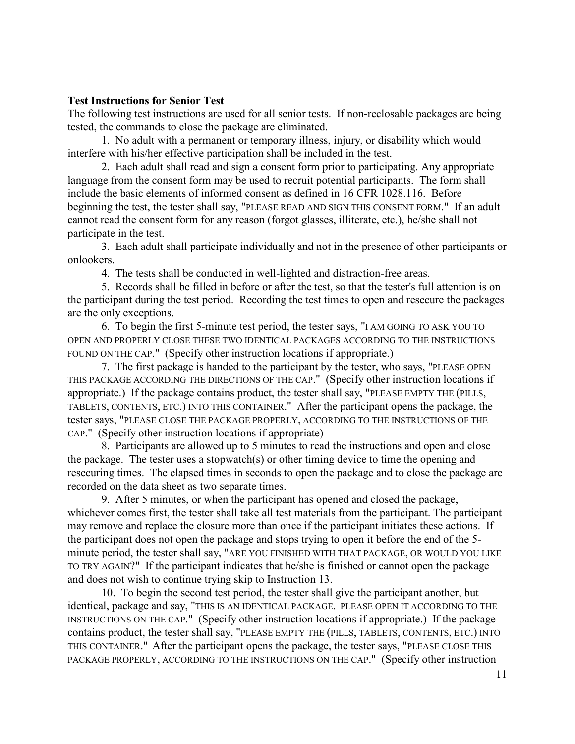**Test Instructions for Senior Test**

The following test instructions are used for all senior tests. If non-reclosable packages are being tested, the commands to close the package are eliminated.

1. No adult with a permanent or temporary illness, injury, or disability which would interfere with his/her effective participation shall be included in the test.

2. Each adult shall read and sign a consent form prior to participating. Any appropriate language from the consent form may be used to recruit potential participants. The form shall include the basic elements of informed consent as defined in 16 CFR 1028.116. Before beginning the test, the tester shall say, "PLEASE READ AND SIGN THIS CONSENT FORM." If an adult cannot read the consent form for any reason (forgot glasses, illiterate, etc.), he/she shall not participate in the test.

3. Each adult shall participate individually and not in the presence of other participants or onlookers.

4. The tests shall be conducted in well-lighted and distraction-free areas.

5. Records shall be filled in before or after the test, so that the tester's full attention is on the participant during the test period. Recording the test times to open and resecure the packages are the only exceptions.

6. To begin the first 5-minute test period, the tester says, "I AM GOING TO ASK YOU TO OPEN AND PROPERLY CLOSE THESE TWO IDENTICAL PACKAGES ACCORDING TO THE INSTRUCTIONS FOUND ON THE CAP." (Specify other instruction locations if appropriate.)

7. The first package is handed to the participant by the tester, who says, "PLEASE OPEN THIS PACKAGE ACCORDING THE DIRECTIONS OF THE CAP." (Specify other instruction locations if appropriate.) If the package contains product, the tester shall say, "PLEASE EMPTY THE (PILLS, TABLETS, CONTENTS, ETC.) INTO THIS CONTAINER." After the participant opens the package, the tester says, "PLEASE CLOSE THE PACKAGE PROPERLY, ACCORDING TO THE INSTRUCTIONS OF THE CAP." (Specify other instruction locations if appropriate)

8. Participants are allowed up to 5 minutes to read the instructions and open and close the package. The tester uses a stopwatch(s) or other timing device to time the opening and resecuring times. The elapsed times in seconds to open the package and to close the package are recorded on the data sheet as two separate times.

9. After 5 minutes, or when the participant has opened and closed the package, whichever comes first, the tester shall take all test materials from the participant. The participant may remove and replace the closure more than once if the participant initiates these actions. If the participant does not open the package and stops trying to open it before the end of the 5-minute period, the tester shall say, "ARE YOU FINISHED WITH THAT PACKAGE, OR WOULD YOU LIKE TO TRY AGAIN?" If the participant indicates that he/she is finished or cannot open the package and does not wish to continue trying skip to Instruction 13.

10. To begin the second test period, the tester shall give the participant another, but identical, package and say, "THIS IS AN IDENTICAL PACKAGE. PLEASE OPEN IT ACCORDING TO THE INSTRUCTIONS ON THE CAP." (Specify other instruction locations if appropriate.) If the package contains product, the tester shall say, "PLEASE EMPTY THE (PILLS, TABLETS, CONTENTS, ETC.) INTO THIS CONTAINER." After the participant opens the package, the tester says, "PLEASE CLOSE THIS PACKAGE PROPERLY, ACCORDING TO THE INSTRUCTIONS ON THE CAP." (Specify other instruction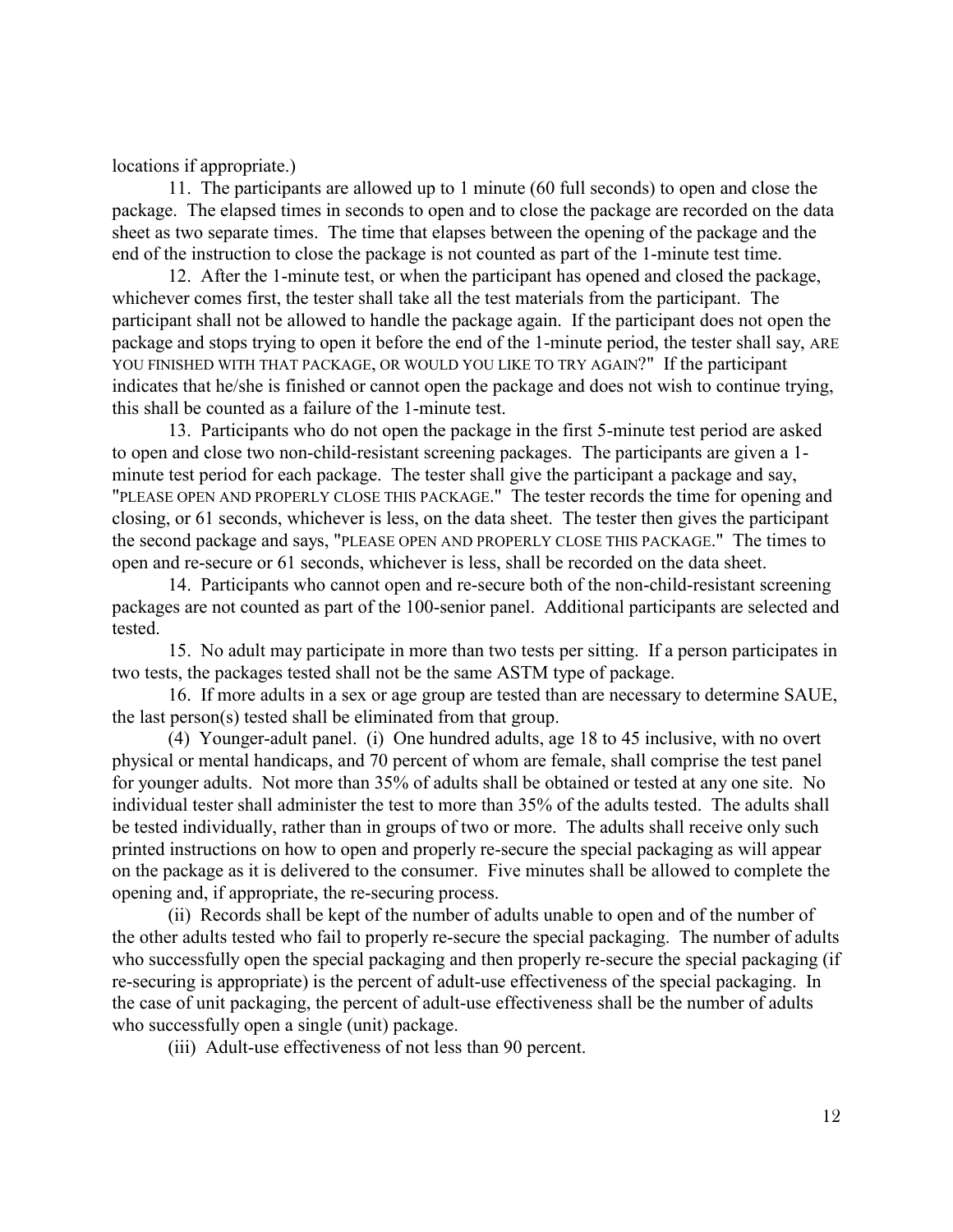locations if appropriate.)

11. The participants are allowed up to 1 minute (60 full seconds) to open and close the package. The elapsed times in seconds to open and to close the package are recorded on the data sheet as two separate times. The time that elapses between the opening of the package and the end of the instruction to close the package is not counted as part of the 1-minute test time.

12. After the 1-minute test, or when the participant has opened and closed the package, whichever comes first, the tester shall take all the test materials from the participant. The participant shall not be allowed to handle the package again. If the participant does not open the package and stops trying to open it before the end of the 1-minute period, the tester shall say, ARE YOU FINISHED WITH THAT PACKAGE, OR WOULD YOU LIKE TO TRY AGAIN?" If the participant indicates that he/she is finished or cannot open the package and does not wish to continue trying, this shall be counted as a failure of the 1-minute test.

13. Participants who do not open the package in the first 5-minute test period are asked to open and close two non-child-resistant screening packages. The participants are given a 1-minute test period for each package. The tester shall give the participant a package and say, "PLEASE OPEN AND PROPERLY CLOSE THIS PACKAGE." The tester records the time for opening and closing, or 61 seconds, whichever is less, on the data sheet. The tester then gives the participant the second package and says, "PLEASE OPEN AND PROPERLY CLOSE THIS PACKAGE." The times to open and re-secure or 61 seconds, whichever is less, shall be recorded on the data sheet.

14. Participants who cannot open and re-secure both of the non-child-resistant screening packages are not counted as part of the 100-senior panel. Additional participants are selected and tested.

15. No adult may participate in more than two tests per sitting. If a person participates in two tests, the packages tested shall not be the same ASTM type of package.

16. If more adults in a sex or age group are tested than are necessary to determine SAUE, the last person(s) tested shall be eliminated from that group.

(4) Younger-adult panel. (i) One hundred adults, age 18 to 45 inclusive, with no overt physical or mental handicaps, and 70 percent of whom are female, shall comprise the test panel for younger adults. Not more than 35% of adults shall be obtained or tested at any one site. No individual tester shall administer the test to more than 35% of the adults tested. The adults shall be tested individually, rather than in groups of two or more. The adults shall receive only such printed instructions on how to open and properly re-secure the special packaging as will appear on the package as it is delivered to the consumer. Five minutes shall be allowed to complete the opening and, if appropriate, the re-securing process.

(ii) Records shall be kept of the number of adults unable to open and of the number of the other adults tested who fail to properly re-secure the special packaging. The number of adults who successfully open the special packaging and then properly re-secure the special packaging (if re-securing is appropriate) is the percent of adult-use effectiveness of the special packaging. In the case of unit packaging, the percent of adult-use effectiveness shall be the number of adults who successfully open a single (unit) package.

(iii) Adult-use effectiveness of not less than 90 percent.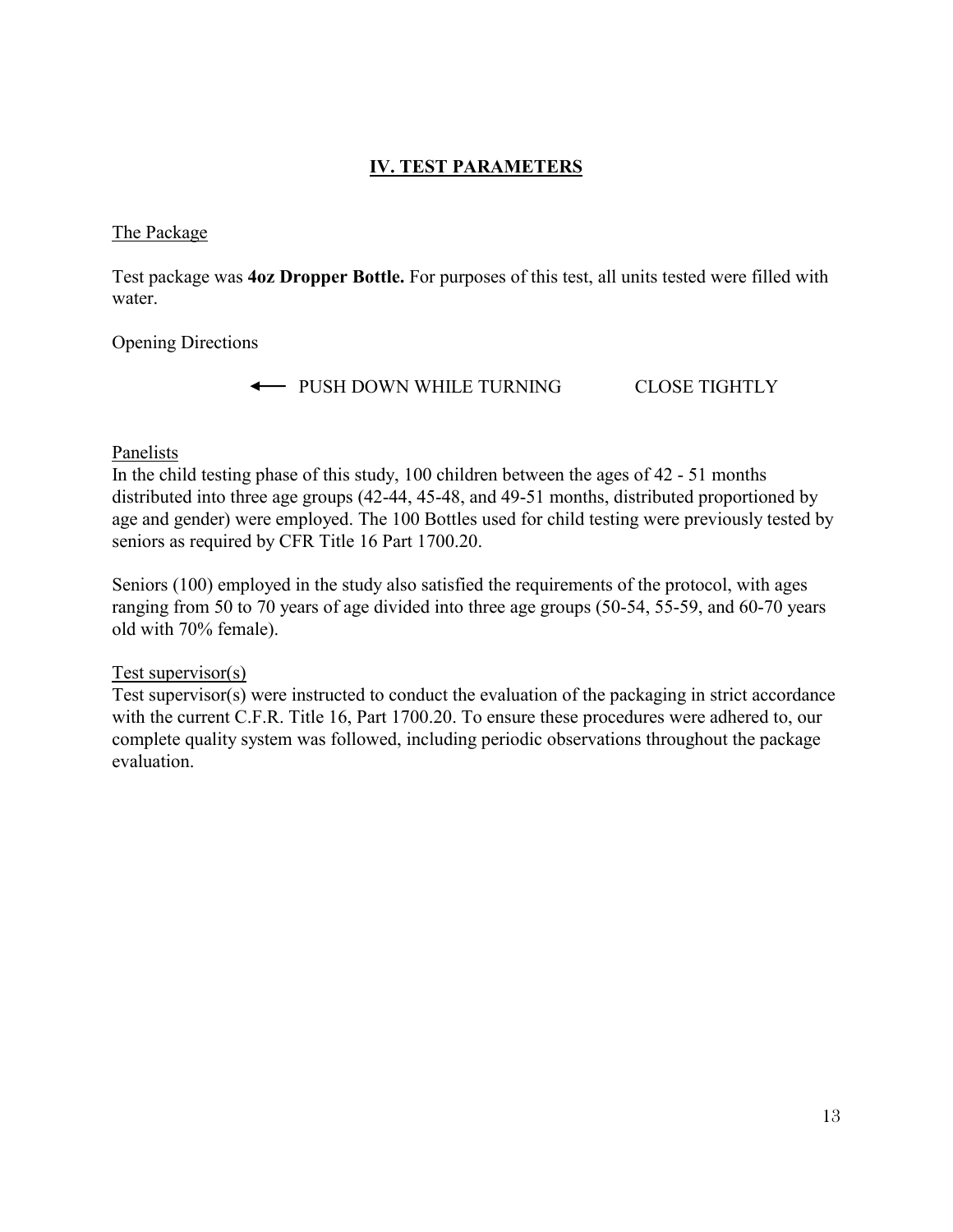## IV. TEST PARAMETERS

The Package

Test package was **4oz Dropper Bottle.** For purposes of this test, all units tested were filled with water.

Opening Directions

← PUSH DOWN WHILE TURNING CLOSE TIGHTLY

Panelists

In the child testing phase of this study, 100 children between the ages of 42 - 51 months distributed into three age groups (42-44, 45-48, and 49-51 months, distributed proportioned by age and gender) were employed. The 100 Bottles used for child testing were previously tested by seniors as required by CFR Title 16 Part 1700.20.

Seniors (100) employed in the study also satisfied the requirements of the protocol, with ages ranging from 50 to 70 years of age divided into three age groups (50-54, 55-59, and 60-70 years old with 70% female).

Test supervisor(s)

Test supervisor(s) were instructed to conduct the evaluation of the packaging in strict accordance with the current C.F.R. Title 16, Part 1700.20. To ensure these procedures were adhered to, our complete quality system was followed, including periodic observations throughout the package evaluation.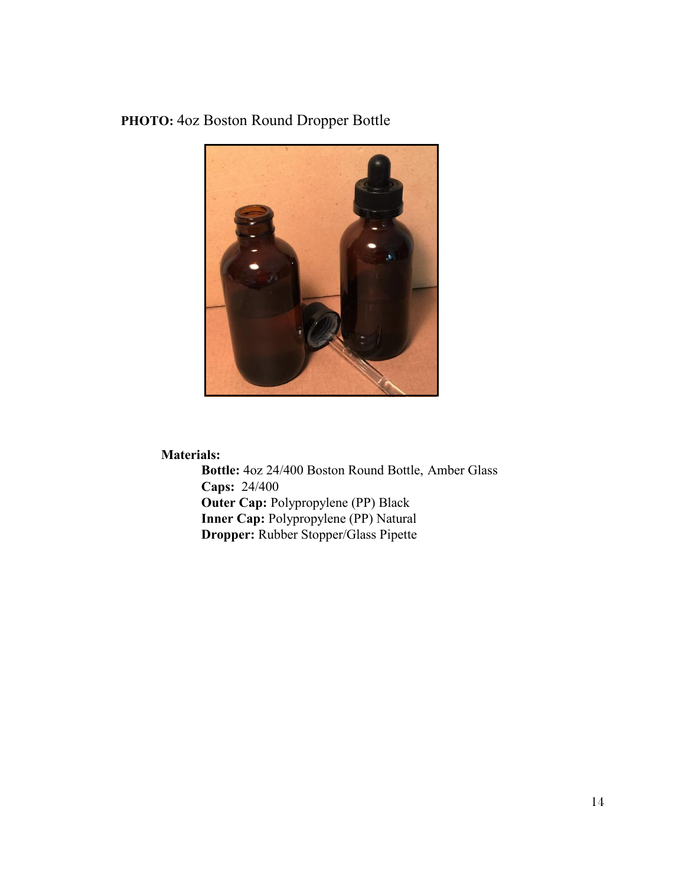**PHOTO:** 4oz Boston Round Dropper Bottle

**Materials:**

**Bottle:** 4oz 24/400 Boston Round Bottle, Amber Glass
**Caps:** 24/400
**Outer Cap:** Polypropylene (PP) Black
**Inner Cap:** Polypropylene (PP) Natural
**Dropper:** Rubber Stopper/Glass Pipette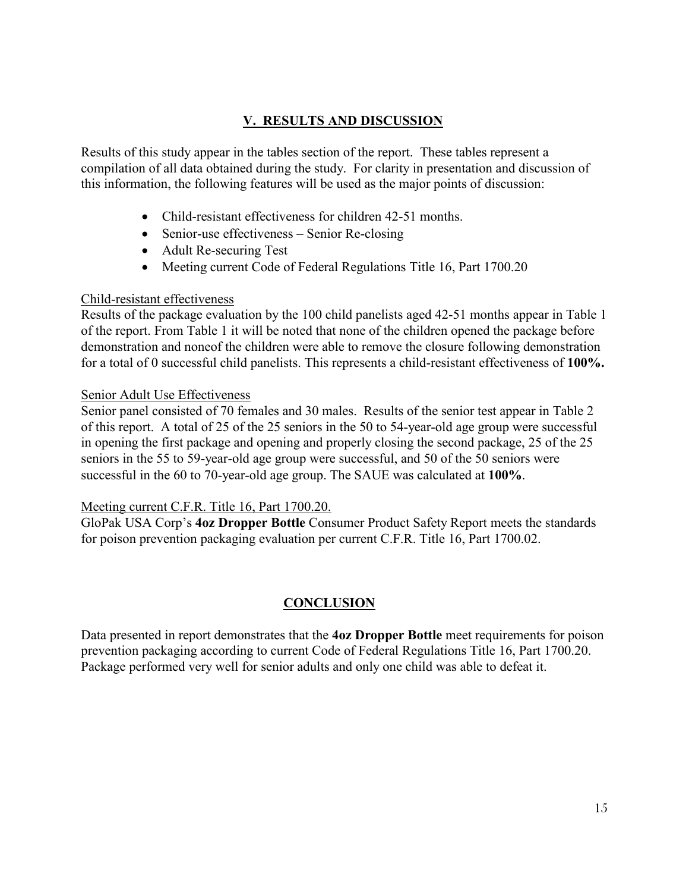## V. RESULTS AND DISCUSSION

Results of this study appear in the tables section of the report. These tables represent a compilation of all data obtained during the study. For clarity in presentation and discussion of this information, the following features will be used as the major points of discussion:

- Child-resistant effectiveness for children 42-51 months.
- Senior-use effectiveness – Senior Re-closing
- Adult Re-securing Test
- Meeting current Code of Federal Regulations Title 16, Part 1700.20

Child-resistant effectiveness
Results of the package evaluation by the 100 child panelists aged 42-51 months appear in Table 1 of the report. From Table 1 it will be noted that none of the children opened the package before demonstration and noneof the children were able to remove the closure following demonstration for a total of 0 successful child panelists. This represents a child-resistant effectiveness of **100%.**

Senior Adult Use Effectiveness
Senior panel consisted of 70 females and 30 males. Results of the senior test appear in Table 2 of this report. A total of 25 of the 25 seniors in the 50 to 54-year-old age group were successful in opening the first package and opening and properly closing the second package, 25 of the 25 seniors in the 55 to 59-year-old age group were successful, and 50 of the 50 seniors were successful in the 60 to 70-year-old age group. The SAUE was calculated at **100%**.

Meeting current C.F.R. Title 16, Part 1700.20.
GloPak USA Corp's **4oz Dropper Bottle** Consumer Product Safety Report meets the standards for poison prevention packaging evaluation per current C.F.R. Title 16, Part 1700.02.

## CONCLUSION

Data presented in report demonstrates that the **4oz Dropper Bottle** meet requirements for poison prevention packaging according to current Code of Federal Regulations Title 16, Part 1700.20. Package performed very well for senior adults and only one child was able to defeat it.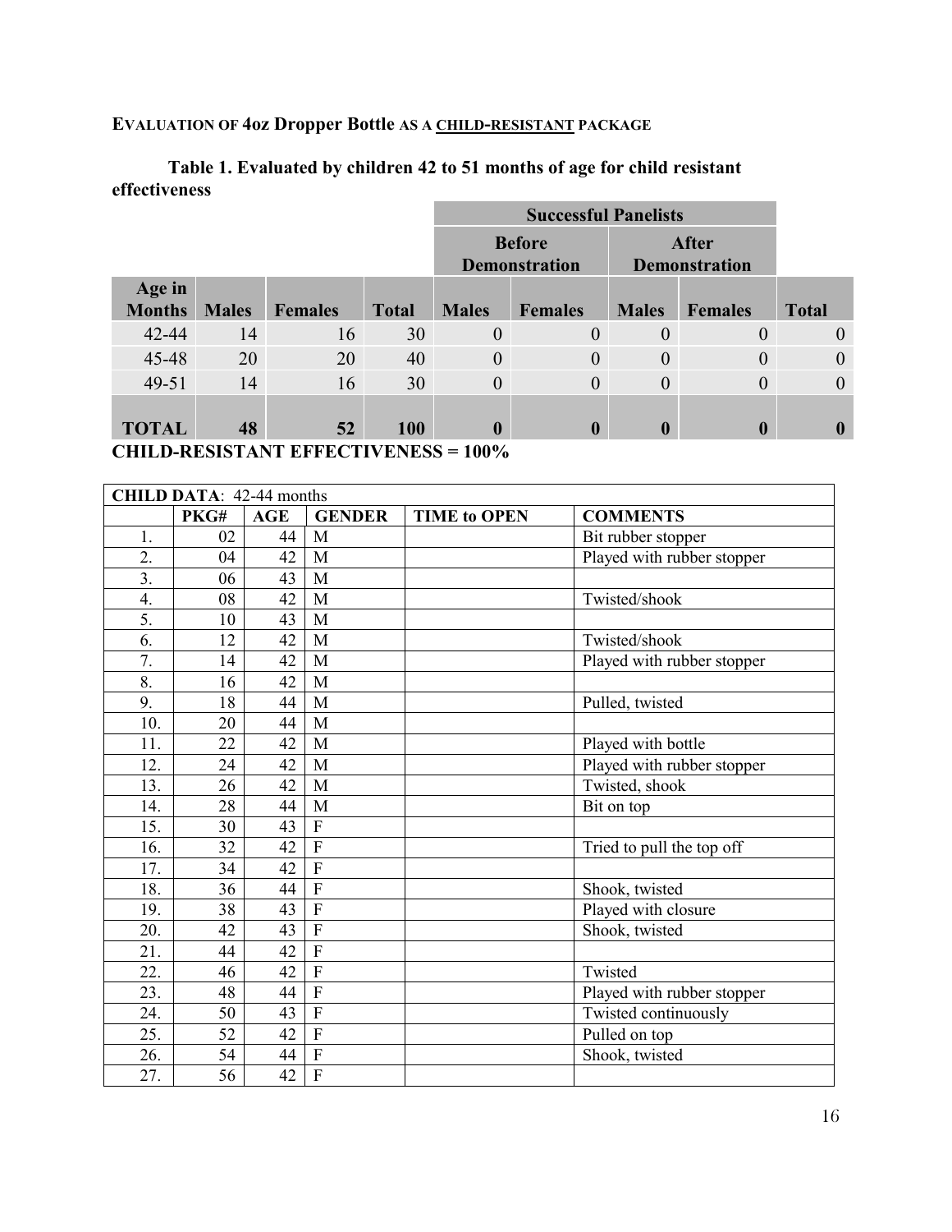**EVALUATION OF 4oz Dropper Bottle AS A <u>CHILD-RESISTANT</u> PACKAGE**

**Table 1. Evaluated by children 42 to 51 months of age for child resistant effectiveness**

| | | | | Successful Panelists | | | | |
|---|---|---|---|---|---|---|---|---|
| | | | | Before Demonstration | | After Demonstration | | |
| **Age in Months** | **Males** | **Females** | **Total** | **Males** | **Females** | **Males** | **Females** | **Total** |
| 42-44 | 14 | 16 | 30 | 0 | 0 | 0 | 0 | 0 |
| 45-48 | 20 | 20 | 40 | 0 | 0 | 0 | 0 | 0 |
| 49-51 | 14 | 16 | 30 | 0 | 0 | 0 | 0 | 0 |
| **TOTAL** | **48** | **52** | **100** | **0** | **0** | **0** | **0** | **0** |

**CHILD-RESISTANT EFFECTIVENESS = 100%**

| **CHILD DATA**: 42-44 months | | | | | |
|---|---|---|---|---|---|
| | **PKG#** | **AGE** | **GENDER** | **TIME to OPEN** | **COMMENTS** |
| 1. | 02 | 44 | M | | Bit rubber stopper |
| 2. | 04 | 42 | M | | Played with rubber stopper |
| 3. | 06 | 43 | M | | |
| 4. | 08 | 42 | M | | Twisted/shook |
| 5. | 10 | 43 | M | | |
| 6. | 12 | 42 | M | | Twisted/shook |
| 7. | 14 | 42 | M | | Played with rubber stopper |
| 8. | 16 | 42 | M | | |
| 9. | 18 | 44 | M | | Pulled, twisted |
| 10. | 20 | 44 | M | | |
| 11. | 22 | 42 | M | | Played with bottle |
| 12. | 24 | 42 | M | | Played with rubber stopper |
| 13. | 26 | 42 | M | | Twisted, shook |
| 14. | 28 | 44 | M | | Bit on top |
| 15. | 30 | 43 | F | | |
| 16. | 32 | 42 | F | | Tried to pull the top off |
| 17. | 34 | 42 | F | | |
| 18. | 36 | 44 | F | | Shook, twisted |
| 19. | 38 | 43 | F | | Played with closure |
| 20. | 42 | 43 | F | | Shook, twisted |
| 21. | 44 | 42 | F | | |
| 22. | 46 | 42 | F | | Twisted |
| 23. | 48 | 44 | F | | Played with rubber stopper |
| 24. | 50 | 43 | F | | Twisted continuously |
| 25. | 52 | 42 | F | | Pulled on top |
| 26. | 54 | 44 | F | | Shook, twisted |
| 27. | 56 | 42 | F | | |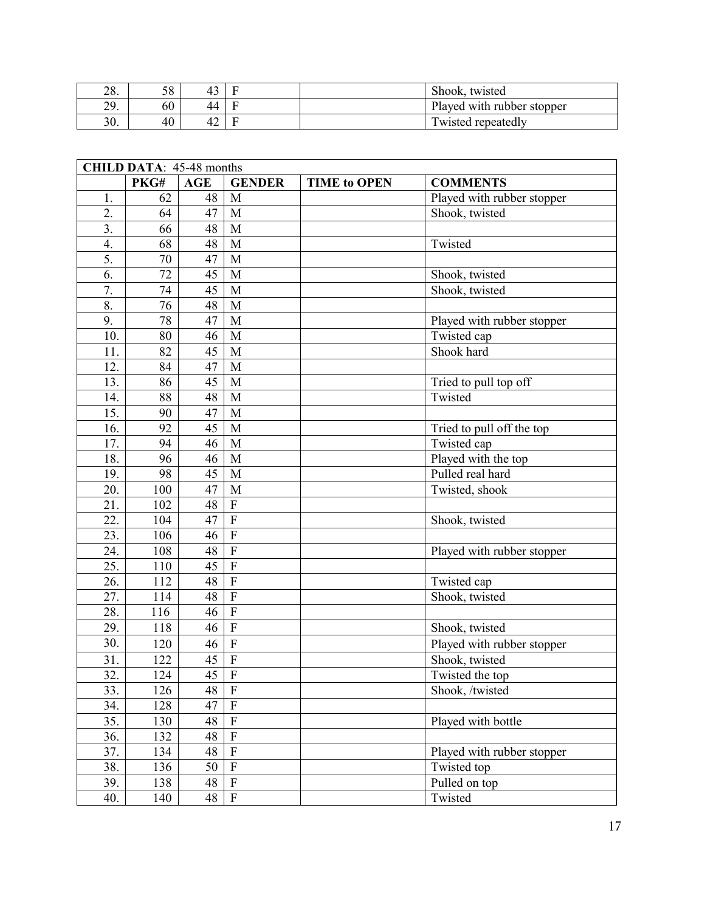| | | | | | |
|---|---|---|---|---|---|
| 28. | 58 | 43 | F | | Shook, twisted |
| 29. | 60 | 44 | F | | Played with rubber stopper |
| 30. | 40 | 42 | F | | Twisted repeatedly |

| **CHILD DATA**: 45-48 months | | | | | |
|---|---|---|---|---|---|
| | **PKG#** | **AGE** | **GENDER** | **TIME to OPEN** | **COMMENTS** |
| 1. | 62 | 48 | M | | Played with rubber stopper |
| 2. | 64 | 47 | M | | Shook, twisted |
| 3. | 66 | 48 | M | | |
| 4. | 68 | 48 | M | | Twisted |
| 5. | 70 | 47 | M | | |
| 6. | 72 | 45 | M | | Shook, twisted |
| 7. | 74 | 45 | M | | Shook, twisted |
| 8. | 76 | 48 | M | | |
| 9. | 78 | 47 | M | | Played with rubber stopper |
| 10. | 80 | 46 | M | | Twisted cap |
| 11. | 82 | 45 | M | | Shook hard |
| 12. | 84 | 47 | M | | |
| 13. | 86 | 45 | M | | Tried to pull top off |
| 14. | 88 | 48 | M | | Twisted |
| 15. | 90 | 47 | M | | |
| 16. | 92 | 45 | M | | Tried to pull off the top |
| 17. | 94 | 46 | M | | Twisted cap |
| 18. | 96 | 46 | M | | Played with the top |
| 19. | 98 | 45 | M | | Pulled real hard |
| 20. | 100 | 47 | M | | Twisted, shook |
| 21. | 102 | 48 | F | | |
| 22. | 104 | 47 | F | | Shook, twisted |
| 23. | 106 | 46 | F | | |
| 24. | 108 | 48 | F | | Played with rubber stopper |
| 25. | 110 | 45 | F | | |
| 26. | 112 | 48 | F | | Twisted cap |
| 27. | 114 | 48 | F | | Shook, twisted |
| 28. | 116 | 46 | F | | |
| 29. | 118 | 46 | F | | Shook, twisted |
| 30. | 120 | 46 | F | | Played with rubber stopper |
| 31. | 122 | 45 | F | | Shook, twisted |
| 32. | 124 | 45 | F | | Twisted the top |
| 33. | 126 | 48 | F | | Shook, /twisted |
| 34. | 128 | 47 | F | | |
| 35. | 130 | 48 | F | | Played with bottle |
| 36. | 132 | 48 | F | | |
| 37. | 134 | 48 | F | | Played with rubber stopper |
| 38. | 136 | 50 | F | | Twisted top |
| 39. | 138 | 48 | F | | Pulled on top |
| 40. | 140 | 48 | F | | Twisted |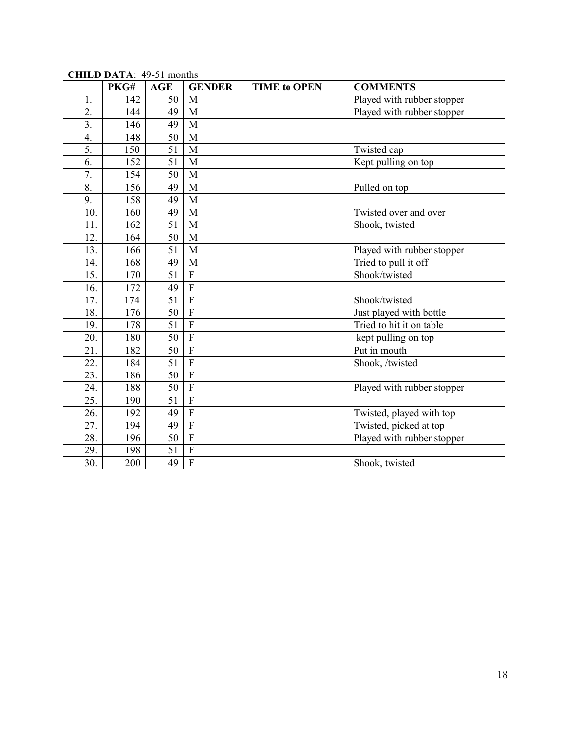| CHILD DATA: 49-51 months | | | | | |
|---|---|---|---|---|---|
| | PKG# | AGE | GENDER | TIME to OPEN | COMMENTS |
| 1. | 142 | 50 | M | | Played with rubber stopper |
| 2. | 144 | 49 | M | | Played with rubber stopper |
| 3. | 146 | 49 | M | | |
| 4. | 148 | 50 | M | | |
| 5. | 150 | 51 | M | | Twisted cap |
| 6. | 152 | 51 | M | | Kept pulling on top |
| 7. | 154 | 50 | M | | |
| 8. | 156 | 49 | M | | Pulled on top |
| 9. | 158 | 49 | M | | |
| 10. | 160 | 49 | M | | Twisted over and over |
| 11. | 162 | 51 | M | | Shook, twisted |
| 12. | 164 | 50 | M | | |
| 13. | 166 | 51 | M | | Played with rubber stopper |
| 14. | 168 | 49 | M | | Tried to pull it off |
| 15. | 170 | 51 | F | | Shook/twisted |
| 16. | 172 | 49 | F | | |
| 17. | 174 | 51 | F | | Shook/twisted |
| 18. | 176 | 50 | F | | Just played with bottle |
| 19. | 178 | 51 | F | | Tried to hit it on table |
| 20. | 180 | 50 | F | | kept pulling on top |
| 21. | 182 | 50 | F | | Put in mouth |
| 22. | 184 | 51 | F | | Shook, /twisted |
| 23. | 186 | 50 | F | | |
| 24. | 188 | 50 | F | | Played with rubber stopper |
| 25. | 190 | 51 | F | | |
| 26. | 192 | 49 | F | | Twisted, played with top |
| 27. | 194 | 49 | F | | Twisted, picked at top |
| 28. | 196 | 50 | F | | Played with rubber stopper |
| 29. | 198 | 51 | F | | |
| 30. | 200 | 49 | F | | Shook, twisted |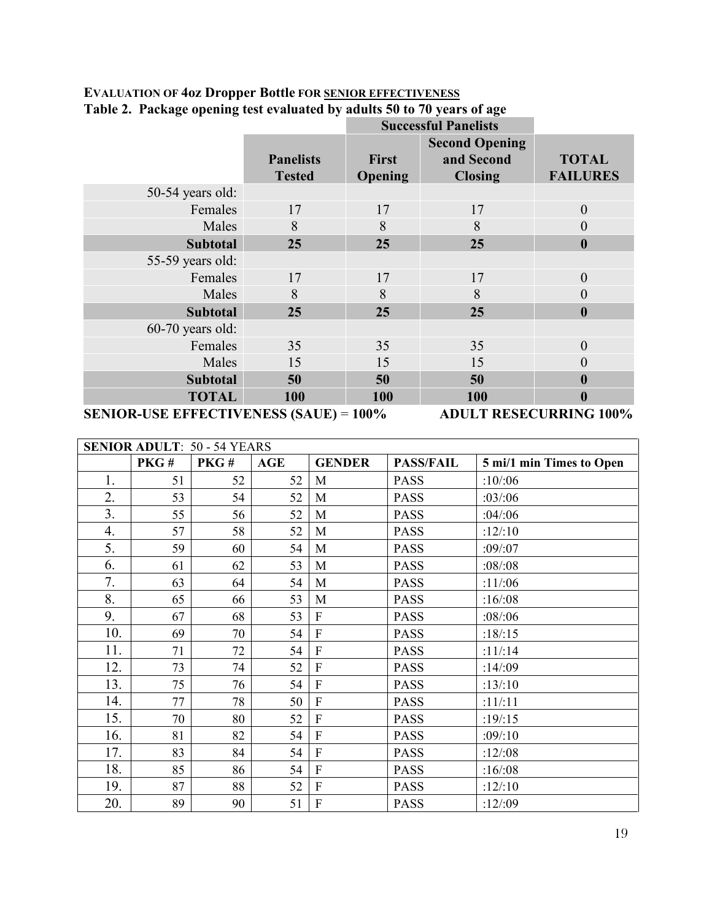**EVALUATION OF 4oz Dropper Bottle FOR SENIOR EFFECTIVENESS**

**Table 2. Package opening test evaluated by adults 50 to 70 years of age**

| | | **Successful Panelists** | | |
|---|---|---|---|---|
| | **Panelists Tested** | **First Opening** | **Second Opening and Second Closing** | **TOTAL FAILURES** |
| 50-54 years old: | | | | |
| Females | 17 | 17 | 17 | 0 |
| Males | 8 | 8 | 8 | 0 |
| **Subtotal** | **25** | **25** | **25** | **0** |
| 55-59 years old: | | | | |
| Females | 17 | 17 | 17 | 0 |
| Males | 8 | 8 | 8 | 0 |
| **Subtotal** | **25** | **25** | **25** | **0** |
| 60-70 years old: | | | | |
| Females | 35 | 35 | 35 | 0 |
| Males | 15 | 15 | 15 | 0 |
| **Subtotal** | **50** | **50** | **50** | **0** |
| **TOTAL** | **100** | **100** | **100** | **0** |

**SENIOR-USE EFFECTIVENESS (SAUE) = 100%** **ADULT RESECURRING 100%**

| **SENIOR ADULT**: 50 - 54 YEARS | | | | | | |
|---|---|---|---|---|---|---|
| | **PKG #** | **PKG #** | **AGE** | **GENDER** | **PASS/FAIL** | **5 mi/1 min Times to Open** |
| 1. | 51 | 52 | 52 | M | PASS | :10/:06 |
| 2. | 53 | 54 | 52 | M | PASS | :03/:06 |
| 3. | 55 | 56 | 52 | M | PASS | :04/:06 |
| 4. | 57 | 58 | 52 | M | PASS | :12/:10 |
| 5. | 59 | 60 | 54 | M | PASS | :09/:07 |
| 6. | 61 | 62 | 53 | M | PASS | :08/:08 |
| 7. | 63 | 64 | 54 | M | PASS | :11/:06 |
| 8. | 65 | 66 | 53 | M | PASS | :16/:08 |
| 9. | 67 | 68 | 53 | F | PASS | :08/:06 |
| 10. | 69 | 70 | 54 | F | PASS | :18/:15 |
| 11. | 71 | 72 | 54 | F | PASS | :11/:14 |
| 12. | 73 | 74 | 52 | F | PASS | :14/:09 |
| 13. | 75 | 76 | 54 | F | PASS | :13/:10 |
| 14. | 77 | 78 | 50 | F | PASS | :11/:11 |
| 15. | 70 | 80 | 52 | F | PASS | :19/:15 |
| 16. | 81 | 82 | 54 | F | PASS | :09/:10 |
| 17. | 83 | 84 | 54 | F | PASS | :12/:08 |
| 18. | 85 | 86 | 54 | F | PASS | :16/:08 |
| 19. | 87 | 88 | 52 | F | PASS | :12/:10 |
| 20. | 89 | 90 | 51 | F | PASS | :12/:09 |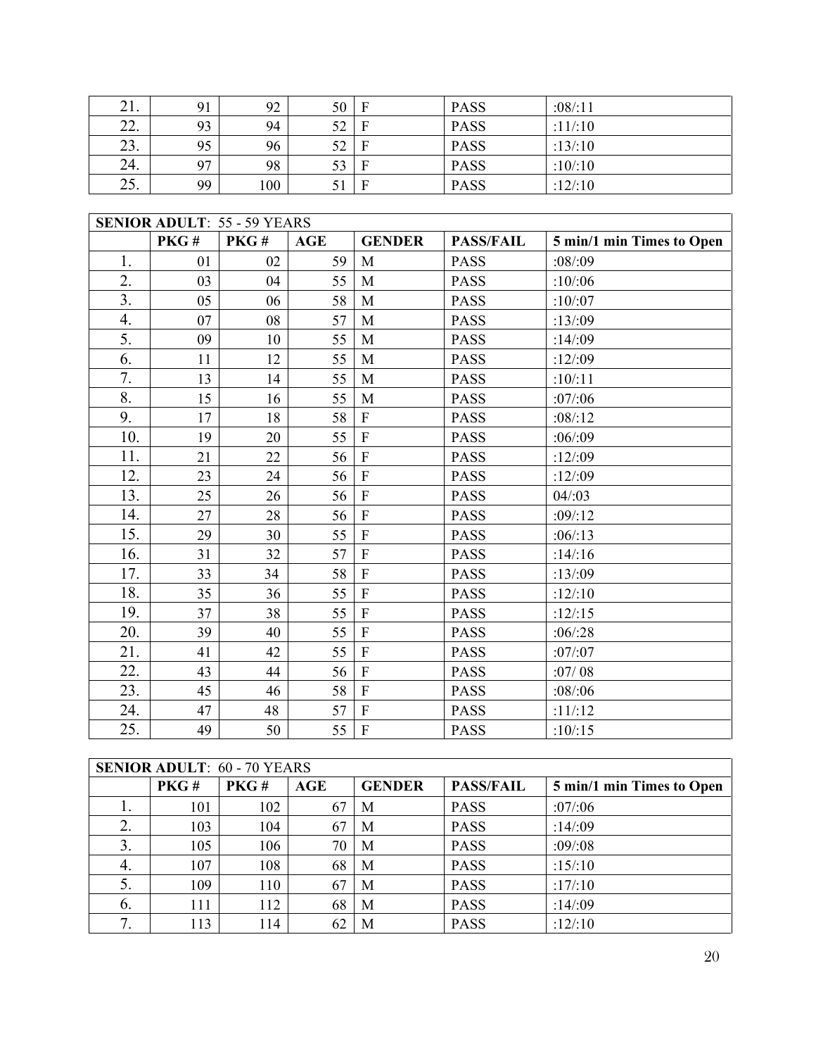| | | | | | | |
|---|---|---|---|---|---|---|
| 21. | 91 | 92 | 50 | F | PASS | :08/:11 |
| 22. | 93 | 94 | 52 | F | PASS | :11/:10 |
| 23. | 95 | 96 | 52 | F | PASS | :13/:10 |
| 24. | 97 | 98 | 53 | F | PASS | :10/:10 |
| 25. | 99 | 100 | 51 | F | PASS | :12/:10 |

| **SENIOR ADULT**: 55 - 59 YEARS | | | | | | |
|---|---|---|---|---|---|---|
| | **PKG #** | **PKG #** | **AGE** | **GENDER** | **PASS/FAIL** | **5 min/1 min Times to Open** |
| 1. | 01 | 02 | 59 | M | PASS | :08/:09 |
| 2. | 03 | 04 | 55 | M | PASS | :10/:06 |
| 3. | 05 | 06 | 58 | M | PASS | :10/:07 |
| 4. | 07 | 08 | 57 | M | PASS | :13/:09 |
| 5. | 09 | 10 | 55 | M | PASS | :14/:09 |
| 6. | 11 | 12 | 55 | M | PASS | :12/:09 |
| 7. | 13 | 14 | 55 | M | PASS | :10/:11 |
| 8. | 15 | 16 | 55 | M | PASS | :07/:06 |
| 9. | 17 | 18 | 58 | F | PASS | :08/:12 |
| 10. | 19 | 20 | 55 | F | PASS | :06/:09 |
| 11. | 21 | 22 | 56 | F | PASS | :12/:09 |
| 12. | 23 | 24 | 56 | F | PASS | :12/:09 |
| 13. | 25 | 26 | 56 | F | PASS | 04/:03 |
| 14. | 27 | 28 | 56 | F | PASS | :09/:12 |
| 15. | 29 | 30 | 55 | F | PASS | :06/:13 |
| 16. | 31 | 32 | 57 | F | PASS | :14/:16 |
| 17. | 33 | 34 | 58 | F | PASS | :13/:09 |
| 18. | 35 | 36 | 55 | F | PASS | :12/:10 |
| 19. | 37 | 38 | 55 | F | PASS | :12/:15 |
| 20. | 39 | 40 | 55 | F | PASS | :06/:28 |
| 21. | 41 | 42 | 55 | F | PASS | :07/:07 |
| 22. | 43 | 44 | 56 | F | PASS | :07/ 08 |
| 23. | 45 | 46 | 58 | F | PASS | :08/:06 |
| 24. | 47 | 48 | 57 | F | PASS | :11/:12 |
| 25. | 49 | 50 | 55 | F | PASS | :10/:15 |

| **SENIOR ADULT**: 60 - 70 YEARS | | | | | | |
|---|---|---|---|---|---|---|
| | **PKG #** | **PKG #** | **AGE** | **GENDER** | **PASS/FAIL** | **5 min/1 min Times to Open** |
| 1. | 101 | 102 | 67 | M | PASS | :07/:06 |
| 2. | 103 | 104 | 67 | M | PASS | :14/:09 |
| 3. | 105 | 106 | 70 | M | PASS | :09/:08 |
| 4. | 107 | 108 | 68 | M | PASS | :15/:10 |
| 5. | 109 | 110 | 67 | M | PASS | :17/:10 |
| 6. | 111 | 112 | 68 | M | PASS | :14/:09 |
| 7. | 113 | 114 | 62 | M | PASS | :12/:10 |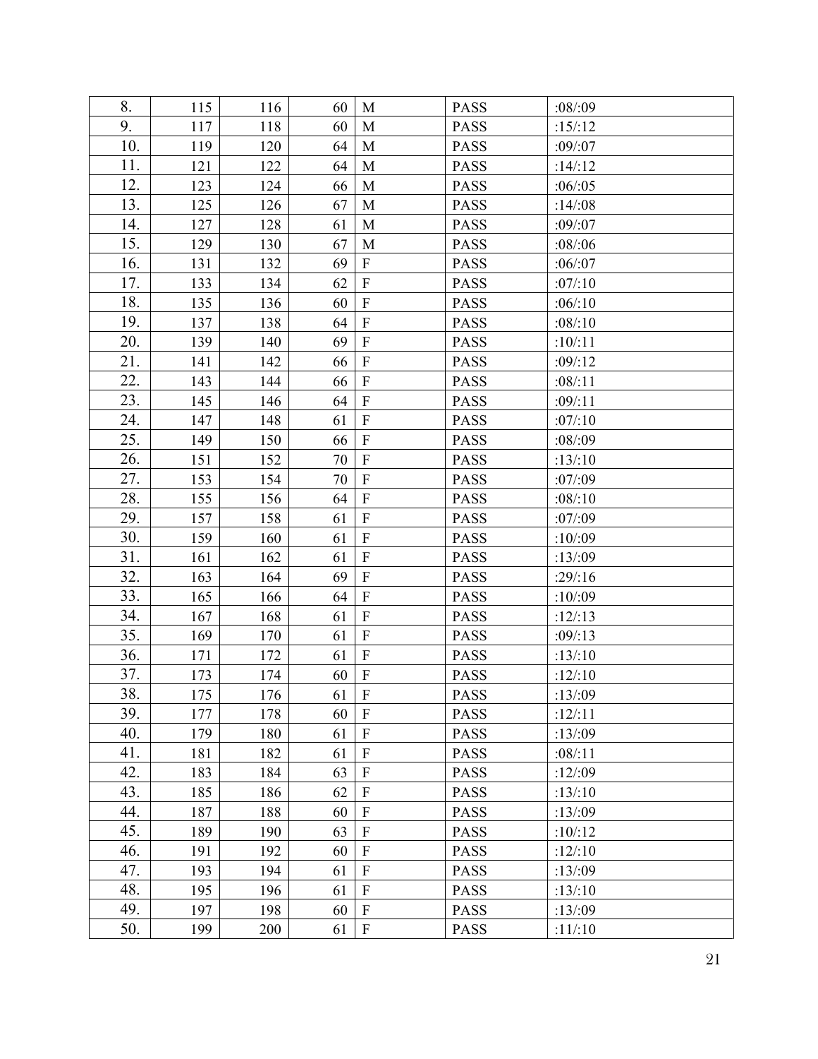| 8. | 115 | 116 | 60 | M | PASS | :08/:09 |
|---|---|---|---|---|---|---|
| 9. | 117 | 118 | 60 | M | PASS | :15/:12 |
| 10. | 119 | 120 | 64 | M | PASS | :09/:07 |
| 11. | 121 | 122 | 64 | M | PASS | :14/:12 |
| 12. | 123 | 124 | 66 | M | PASS | :06/:05 |
| 13. | 125 | 126 | 67 | M | PASS | :14/:08 |
| 14. | 127 | 128 | 61 | M | PASS | :09/:07 |
| 15. | 129 | 130 | 67 | M | PASS | :08/:06 |
| 16. | 131 | 132 | 69 | F | PASS | :06/:07 |
| 17. | 133 | 134 | 62 | F | PASS | :07/:10 |
| 18. | 135 | 136 | 60 | F | PASS | :06/:10 |
| 19. | 137 | 138 | 64 | F | PASS | :08/:10 |
| 20. | 139 | 140 | 69 | F | PASS | :10/:11 |
| 21. | 141 | 142 | 66 | F | PASS | :09/:12 |
| 22. | 143 | 144 | 66 | F | PASS | :08/:11 |
| 23. | 145 | 146 | 64 | F | PASS | :09/:11 |
| 24. | 147 | 148 | 61 | F | PASS | :07/:10 |
| 25. | 149 | 150 | 66 | F | PASS | :08/:09 |
| 26. | 151 | 152 | 70 | F | PASS | :13/:10 |
| 27. | 153 | 154 | 70 | F | PASS | :07/:09 |
| 28. | 155 | 156 | 64 | F | PASS | :08/:10 |
| 29. | 157 | 158 | 61 | F | PASS | :07/:09 |
| 30. | 159 | 160 | 61 | F | PASS | :10/:09 |
| 31. | 161 | 162 | 61 | F | PASS | :13/:09 |
| 32. | 163 | 164 | 69 | F | PASS | :29/:16 |
| 33. | 165 | 166 | 64 | F | PASS | :10/:09 |
| 34. | 167 | 168 | 61 | F | PASS | :12/:13 |
| 35. | 169 | 170 | 61 | F | PASS | :09/:13 |
| 36. | 171 | 172 | 61 | F | PASS | :13/:10 |
| 37. | 173 | 174 | 60 | F | PASS | :12/:10 |
| 38. | 175 | 176 | 61 | F | PASS | :13/:09 |
| 39. | 177 | 178 | 60 | F | PASS | :12/:11 |
| 40. | 179 | 180 | 61 | F | PASS | :13/:09 |
| 41. | 181 | 182 | 61 | F | PASS | :08/:11 |
| 42. | 183 | 184 | 63 | F | PASS | :12/:09 |
| 43. | 185 | 186 | 62 | F | PASS | :13/:10 |
| 44. | 187 | 188 | 60 | F | PASS | :13/:09 |
| 45. | 189 | 190 | 63 | F | PASS | :10/:12 |
| 46. | 191 | 192 | 60 | F | PASS | :12/:10 |
| 47. | 193 | 194 | 61 | F | PASS | :13/:09 |
| 48. | 195 | 196 | 61 | F | PASS | :13/:10 |
| 49. | 197 | 198 | 60 | F | PASS | :13/:09 |
| 50. | 199 | 200 | 61 | F | PASS | :11/:10 |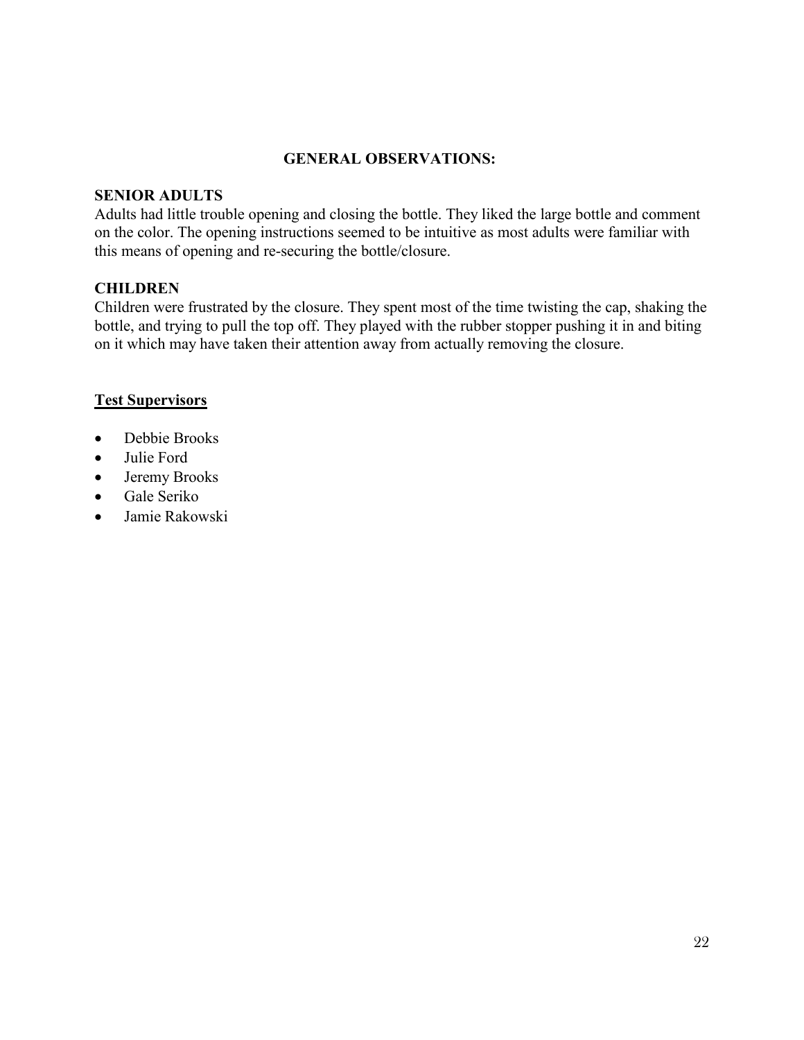## GENERAL OBSERVATIONS:

### SENIOR ADULTS

Adults had little trouble opening and closing the bottle. They liked the large bottle and comment on the color. The opening instructions seemed to be intuitive as most adults were familiar with this means of opening and re-securing the bottle/closure.

### CHILDREN

Children were frustrated by the closure. They spent most of the time twisting the cap, shaking the bottle, and trying to pull the top off. They played with the rubber stopper pushing it in and biting on it which may have taken their attention away from actually removing the closure.

### Test Supervisors

- Debbie Brooks
- Julie Ford
- Jeremy Brooks
- Gale Seriko
- Jamie Rakowski